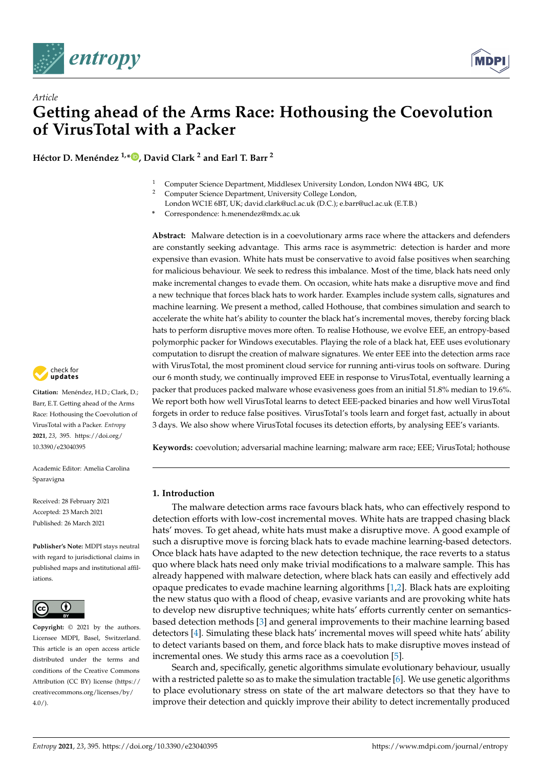*Article*

# Getting ahead of the Arms Race: Hothousing the Coevolution of VirusTotal with a Packer

**Héctor D. Menéndez [1,*], David Clark [2] and Earl T. Barr [2]**

[1] Computer Science Department, Middlesex University London, London NW4 4BG, UK
[2] Computer Science Department, University College London, London WC1E 6BT, UK; david.clark@ucl.ac.uk (D.C.); e.barr@ucl.ac.uk (E.T.B.)
[*] Correspondence: h.menendez@mdx.ac.uk

**Abstract:** Malware detection is in a coevolutionary arms race where the attackers and defenders are constantly seeking advantage. This arms race is asymmetric: detection is harder and more expensive than evasion. White hats must be conservative to avoid false positives when searching for malicious behaviour. We seek to redress this imbalance. Most of the time, black hats need only make incremental changes to evade them. On occasion, white hats make a disruptive move and find a new technique that forces black hats to work harder. Examples include system calls, signatures and machine learning. We present a method, called Hothouse, that combines simulation and search to accelerate the white hat's ability to counter the black hat's incremental moves, thereby forcing black hats to perform disruptive moves more often. To realise Hothouse, we evolve EEE, an entropy-based polymorphic packer for Windows executables. Playing the role of a black hat, EEE uses evolutionary computation to disrupt the creation of malware signatures. We enter EEE into the detection arms race with VirusTotal, the most prominent cloud service for running anti-virus tools on software. During our 6 month study, we continually improved EEE in response to VirusTotal, eventually learning a packer that produces packed malware whose evasiveness goes from an initial 51.8% median to 19.6%. We report both how well VirusTotal learns to detect EEE-packed binaries and how well VirusTotal forgets in order to reduce false positives. VirusTotal's tools learn and forget fast, actually in about 3 days. We also show where VirusTotal focuses its detection efforts, by analysing EEE's variants.

**Keywords:** coevolution; adversarial machine learning; malware arm race; EEE; VirusTotal; hothouse

**Citation:** Menéndez, H.D.; Clark, D.; Barr, E.T. Getting ahead of the Arms Race: Hothousing the Coevolution of VirusTotal with a Packer. *Entropy* **2021**, *23*, 395. https://doi.org/10.3390/e23040395

Academic Editor: Amelia Carolina Sparavigna

Received: 28 February 2021
Accepted: 23 March 2021
Published: 26 March 2021

**Publisher's Note:** MDPI stays neutral with regard to jurisdictional claims in published maps and institutional affiliations.

**Copyright:** © 2021 by the authors. Licensee MDPI, Basel, Switzerland. This article is an open access article distributed under the terms and conditions of the Creative Commons Attribution (CC BY) license (https://creativecommons.org/licenses/by/4.0/).

## 1. Introduction

The malware detection arms race favours black hats, who can effectively respond to detection efforts with low-cost incremental moves. White hats are trapped chasing black hats' moves. To get ahead, white hats must make a disruptive move. A good example of such a disruptive move is forcing black hats to evade machine learning-based detectors. Once black hats have adapted to the new detection technique, the race reverts to a status quo where black hats need only make trivial modifications to a malware sample. This has already happened with malware detection, where black hats can easily and effectively add opaque predicates to evade machine learning algorithms [1,2]. Black hats are exploiting the new status quo with a flood of cheap, evasive variants and are provoking white hats to develop new disruptive techniques; white hats' efforts currently center on semantics-based detection methods [3] and general improvements to their machine learning based detectors [4]. Simulating these black hats' incremental moves will speed white hats' ability to detect variants based on them, and force black hats to make disruptive moves instead of incremental ones. We study this arms race as a coevolution [5].

Search and, specifically, genetic algorithms simulate evolutionary behaviour, usually with a restricted palette so as to make the simulation tractable [6]. We use genetic algorithms to place evolutionary stress on state of the art malware detectors so that they have to improve their detection and quickly improve their ability to detect incrementally produced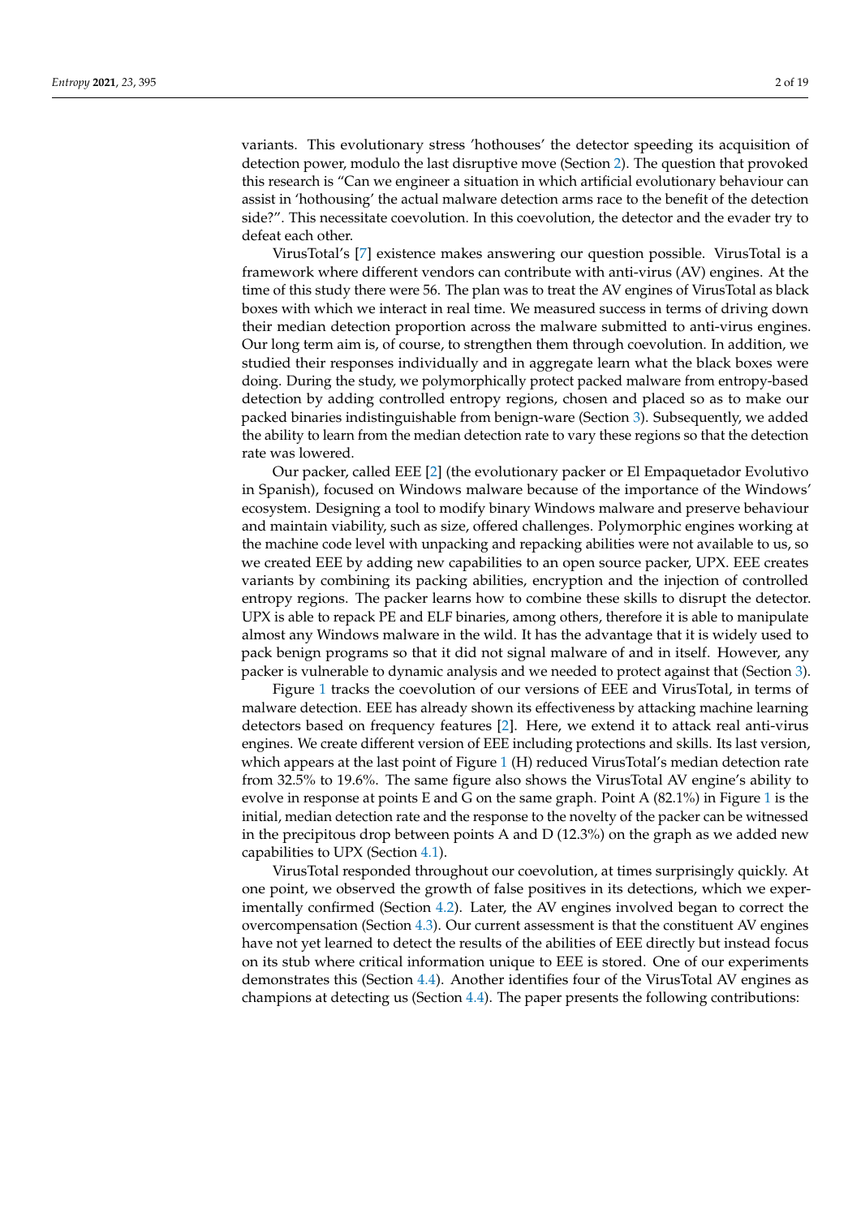variants. This evolutionary stress 'hothouses' the detector speeding its acquisition of detection power, modulo the last disruptive move (Section 2). The question that provoked this research is "Can we engineer a situation in which artificial evolutionary behaviour can assist in 'hothousing' the actual malware detection arms race to the benefit of the detection side?". This necessitate coevolution. In this coevolution, the detector and the evader try to defeat each other.

VirusTotal's [7] existence makes answering our question possible. VirusTotal is a framework where different vendors can contribute with anti-virus (AV) engines. At the time of this study there were 56. The plan was to treat the AV engines of VirusTotal as black boxes with which we interact in real time. We measured success in terms of driving down their median detection proportion across the malware submitted to anti-virus engines. Our long term aim is, of course, to strengthen them through coevolution. In addition, we studied their responses individually and in aggregate learn what the black boxes were doing. During the study, we polymorphically protect packed malware from entropy-based detection by adding controlled entropy regions, chosen and placed so as to make our packed binaries indistinguishable from benign-ware (Section 3). Subsequently, we added the ability to learn from the median detection rate to vary these regions so that the detection rate was lowered.

Our packer, called EEE [2] (the evolutionary packer or El Empaquetador Evolutivo in Spanish), focused on Windows malware because of the importance of the Windows' ecosystem. Designing a tool to modify binary Windows malware and preserve behaviour and maintain viability, such as size, offered challenges. Polymorphic engines working at the machine code level with unpacking and repacking abilities were not available to us, so we created EEE by adding new capabilities to an open source packer, UPX. EEE creates variants by combining its packing abilities, encryption and the injection of controlled entropy regions. The packer learns how to combine these skills to disrupt the detector. UPX is able to repack PE and ELF binaries, among others, therefore it is able to manipulate almost any Windows malware in the wild. It has the advantage that it is widely used to pack benign programs so that it did not signal malware of and in itself. However, any packer is vulnerable to dynamic analysis and we needed to protect against that (Section 3).

Figure 1 tracks the coevolution of our versions of EEE and VirusTotal, in terms of malware detection. EEE has already shown its effectiveness by attacking machine learning detectors based on frequency features [2]. Here, we extend it to attack real anti-virus engines. We create different version of EEE including protections and skills. Its last version, which appears at the last point of Figure 1 (H) reduced VirusTotal's median detection rate from 32.5% to 19.6%. The same figure also shows the VirusTotal AV engine's ability to evolve in response at points E and G on the same graph. Point A (82.1%) in Figure 1 is the initial, median detection rate and the response to the novelty of the packer can be witnessed in the precipitous drop between points A and D (12.3%) on the graph as we added new capabilities to UPX (Section 4.1).

VirusTotal responded throughout our coevolution, at times surprisingly quickly. At one point, we observed the growth of false positives in its detections, which we experimentally confirmed (Section 4.2). Later, the AV engines involved began to correct the overcompensation (Section 4.3). Our current assessment is that the constituent AV engines have not yet learned to detect the results of the abilities of EEE directly but instead focus on its stub where critical information unique to EEE is stored. One of our experiments demonstrates this (Section 4.4). Another identifies four of the VirusTotal AV engines as champions at detecting us (Section 4.4). The paper presents the following contributions: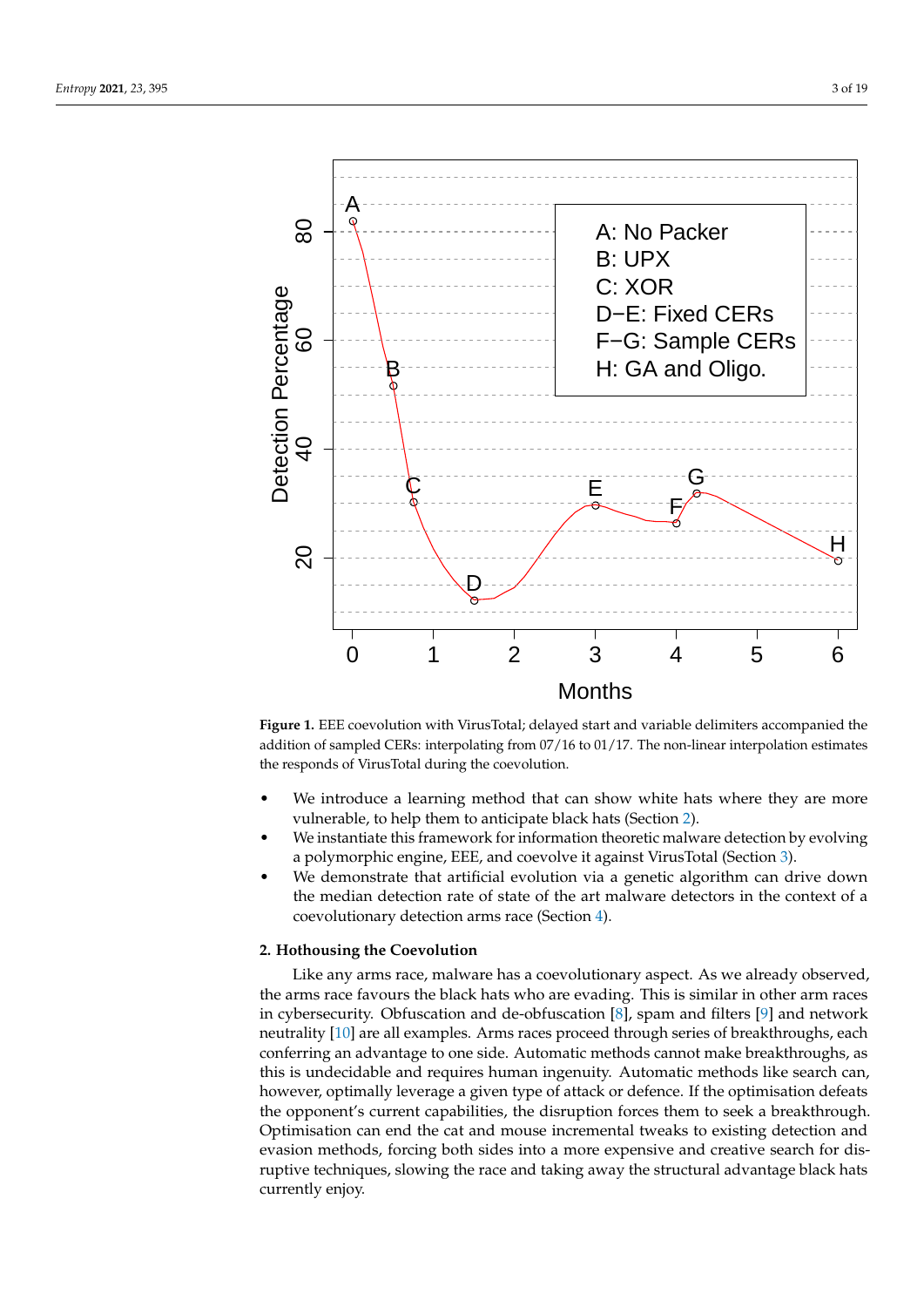**Figure 1.** EEE coevolution with VirusTotal; delayed start and variable delimiters accompanied the addition of sampled CERs: interpolating from 07/16 to 01/17. The non-linear interpolation estimates the responds of VirusTotal during the coevolution.

- We introduce a learning method that can show white hats where they are more vulnerable, to help them to anticipate black hats (Section 2).
- We instantiate this framework for information theoretic malware detection by evolving a polymorphic engine, EEE, and coevolve it against VirusTotal (Section 3).
- We demonstrate that artificial evolution via a genetic algorithm can drive down the median detection rate of state of the art malware detectors in the context of a coevolutionary detection arms race (Section 4).

## 2. Hothousing the Coevolution

Like any arms race, malware has a coevolutionary aspect. As we already observed, the arms race favours the black hats who are evading. This is similar in other arm races in cybersecurity. Obfuscation and de-obfuscation [8], spam and filters [9] and network neutrality [10] are all examples. Arms races proceed through series of breakthroughs, each conferring an advantage to one side. Automatic methods cannot make breakthroughs, as this is undecidable and requires human ingenuity. Automatic methods like search can, however, optimally leverage a given type of attack or defence. If the optimisation defeats the opponent's current capabilities, the disruption forces them to seek a breakthrough. Optimisation can end the cat and mouse incremental tweaks to existing detection and evasion methods, forcing both sides into a more expensive and creative search for disruptive techniques, slowing the race and taking away the structural advantage black hats currently enjoy.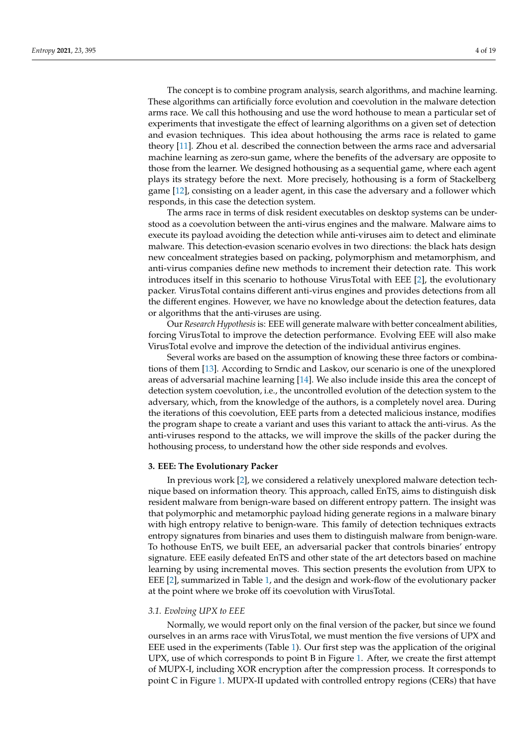The concept is to combine program analysis, search algorithms, and machine learning. These algorithms can artificially force evolution and coevolution in the malware detection arms race. We call this hothousing and use the word hothouse to mean a particular set of experiments that investigate the effect of learning algorithms on a given set of detection and evasion techniques. This idea about hothousing the arms race is related to game theory [11]. Zhou et al. described the connection between the arms race and adversarial machine learning as zero-sun game, where the benefits of the adversary are opposite to those from the learner. We designed hothousing as a sequential game, where each agent plays its strategy before the next. More precisely, hothousing is a form of Stackelberg game [12], consisting on a leader agent, in this case the adversary and a follower which responds, in this case the detection system.

The arms race in terms of disk resident executables on desktop systems can be understood as a coevolution between the anti-virus engines and the malware. Malware aims to execute its payload avoiding the detection while anti-viruses aim to detect and eliminate malware. This detection-evasion scenario evolves in two directions: the black hats design new concealment strategies based on packing, polymorphism and metamorphism, and anti-virus companies define new methods to increment their detection rate. This work introduces itself in this scenario to hothouse VirusTotal with EEE [2], the evolutionary packer. VirusTotal contains different anti-virus engines and provides detections from all the different engines. However, we have no knowledge about the detection features, data or algorithms that the anti-viruses are using.

Our *Research Hypothesis* is: EEE will generate malware with better concealment abilities, forcing VirusTotal to improve the detection performance. Evolving EEE will also make VirusTotal evolve and improve the detection of the individual antivirus engines.

Several works are based on the assumption of knowing these three factors or combinations of them [13]. According to Srndic and Laskov, our scenario is one of the unexplored areas of adversarial machine learning [14]. We also include inside this area the concept of detection system coevolution, i.e., the uncontrolled evolution of the detection system to the adversary, which, from the knowledge of the authors, is a completely novel area. During the iterations of this coevolution, EEE parts from a detected malicious instance, modifies the program shape to create a variant and uses this variant to attack the anti-virus. As the anti-viruses respond to the attacks, we will improve the skills of the packer during the hothousing process, to understand how the other side responds and evolves.

## 3. EEE: The Evolutionary Packer

In previous work [2], we considered a relatively unexplored malware detection technique based on information theory. This approach, called EnTS, aims to distinguish disk resident malware from benign-ware based on different entropy pattern. The insight was that polymorphic and metamorphic payload hiding generate regions in a malware binary with high entropy relative to benign-ware. This family of detection techniques extracts entropy signatures from binaries and uses them to distinguish malware from benign-ware. To hothouse EnTS, we built EEE, an adversarial packer that controls binaries' entropy signature. EEE easily defeated EnTS and other state of the art detectors based on machine learning by using incremental moves. This section presents the evolution from UPX to EEE [2], summarized in Table 1, and the design and work-flow of the evolutionary packer at the point where we broke off its coevolution with VirusTotal.

### 3.1. Evolving UPX to EEE

Normally, we would report only on the final version of the packer, but since we found ourselves in an arms race with VirusTotal, we must mention the five versions of UPX and EEE used in the experiments (Table 1). Our first step was the application of the original UPX, use of which corresponds to point B in Figure 1. After, we create the first attempt of MUPX-I, including XOR encryption after the compression process. It corresponds to point C in Figure 1. MUPX-II updated with controlled entropy regions (CERs) that have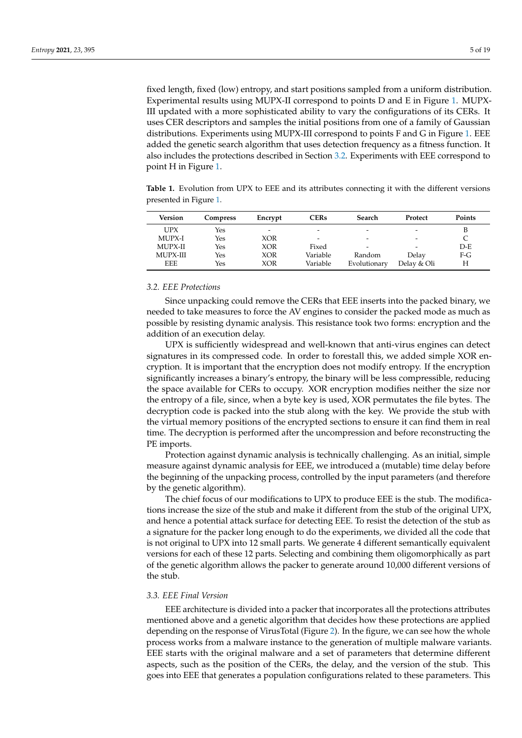fixed length, fixed (low) entropy, and start positions sampled from a uniform distribution. Experimental results using MUPX-II correspond to points D and E in Figure 1. MUPX-III updated with a more sophisticated ability to vary the configurations of its CERs. It uses CER descriptors and samples the initial positions from one of a family of Gaussian distributions. Experiments using MUPX-III correspond to points F and G in Figure 1. EEE added the genetic search algorithm that uses detection frequency as a fitness function. It also includes the protections described in Section 3.2. Experiments with EEE correspond to point H in Figure 1.

**Table 1.** Evolution from UPX to EEE and its attributes connecting it with the different versions presented in Figure 1.

| Version | Compress | Encrypt | CERs | Search | Protect | Points |
|---|---|---|---|---|---|---|
| UPX | Yes | - | - | - | - | B |
| MUPX-I | Yes | XOR | - | - | - | C |
| MUPX-II | Yes | XOR | Fixed | - | - | D-E |
| MUPX-III | Yes | XOR | Variable | Random | Delay | F-G |
| EEE | Yes | XOR | Variable | Evolutionary | Delay & Oli | H |

### 3.2. EEE Protections

Since unpacking could remove the CERs that EEE inserts into the packed binary, we needed to take measures to force the AV engines to consider the packed mode as much as possible by resisting dynamic analysis. This resistance took two forms: encryption and the addition of an execution delay.

UPX is sufficiently widespread and well-known that anti-virus engines can detect signatures in its compressed code. In order to forestall this, we added simple XOR encryption. It is important that the encryption does not modify entropy. If the encryption significantly increases a binary's entropy, the binary will be less compressible, reducing the space available for CERs to occupy. XOR encryption modifies neither the size nor the entropy of a file, since, when a byte key is used, XOR permutates the file bytes. The decryption code is packed into the stub along with the key. We provide the stub with the virtual memory positions of the encrypted sections to ensure it can find them in real time. The decryption is performed after the uncompression and before reconstructing the PE imports.

Protection against dynamic analysis is technically challenging. As an initial, simple measure against dynamic analysis for EEE, we introduced a (mutable) time delay before the beginning of the unpacking process, controlled by the input parameters (and therefore by the genetic algorithm).

The chief focus of our modifications to UPX to produce EEE is the stub. The modifications increase the size of the stub and make it different from the stub of the original UPX, and hence a potential attack surface for detecting EEE. To resist the detection of the stub as a signature for the packer long enough to do the experiments, we divided all the code that is not original to UPX into 12 small parts. We generate 4 different semantically equivalent versions for each of these 12 parts. Selecting and combining them oligomorphically as part of the genetic algorithm allows the packer to generate around 10,000 different versions of the stub.

### 3.3. EEE Final Version

EEE architecture is divided into a packer that incorporates all the protections attributes mentioned above and a genetic algorithm that decides how these protections are applied depending on the response of VirusTotal (Figure 2). In the figure, we can see how the whole process works from a malware instance to the generation of multiple malware variants. EEE starts with the original malware and a set of parameters that determine different aspects, such as the position of the CERs, the delay, and the version of the stub. This goes into EEE that generates a population configurations related to these parameters. This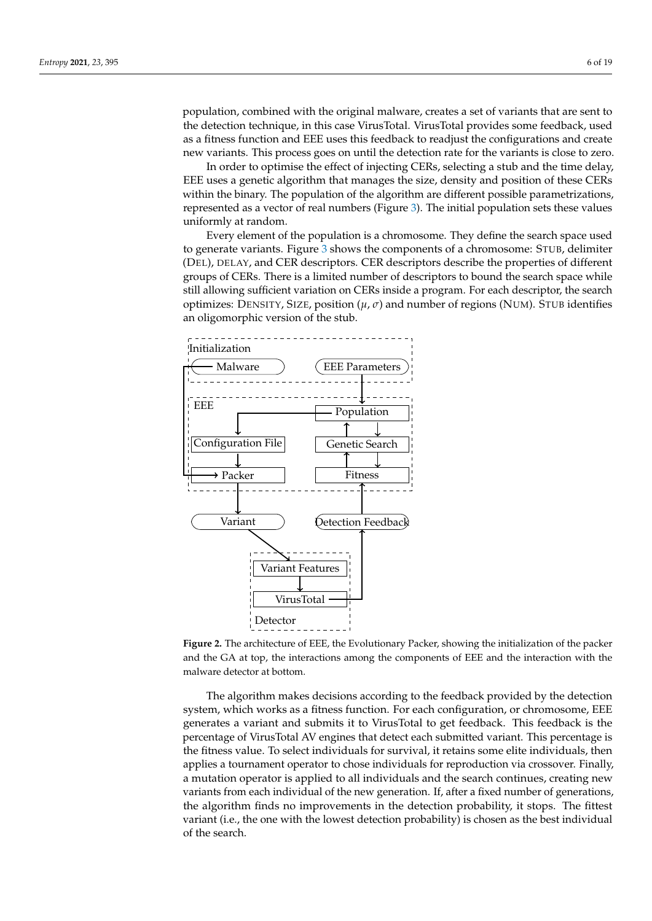population, combined with the original malware, creates a set of variants that are sent to the detection technique, in this case VirusTotal. VirusTotal provides some feedback, used as a fitness function and EEE uses this feedback to readjust the configurations and create new variants. This process goes on until the detection rate for the variants is close to zero.

In order to optimise the effect of injecting CERs, selecting a stub and the time delay, EEE uses a genetic algorithm that manages the size, density and position of these CERs within the binary. The population of the algorithm are different possible parametrizations, represented as a vector of real numbers (Figure 3). The initial population sets these values uniformly at random.

Every element of the population is a chromosome. They define the search space used to generate variants. Figure 3 shows the components of a chromosome: STUB, delimiter (DEL), DELAY, and CER descriptors. CER descriptors describe the properties of different groups of CERs. There is a limited number of descriptors to bound the search space while still allowing sufficient variation on CERs inside a program. For each descriptor, the search optimizes: DENSITY, SIZE, position ($\mu$, $\sigma$) and number of regions (NUM). STUB identifies an oligomorphic version of the stub.

**Figure 2.** The architecture of EEE, the Evolutionary Packer, showing the initialization of the packer and the GA at top, the interactions among the components of EEE and the interaction with the malware detector at bottom.

The algorithm makes decisions according to the feedback provided by the detection system, which works as a fitness function. For each configuration, or chromosome, EEE generates a variant and submits it to VirusTotal to get feedback. This feedback is the percentage of VirusTotal AV engines that detect each submitted variant. This percentage is the fitness value. To select individuals for survival, it retains some elite individuals, then applies a tournament operator to chose individuals for reproduction via crossover. Finally, a mutation operator is applied to all individuals and the search continues, creating new variants from each individual of the new generation. If, after a fixed number of generations, the algorithm finds no improvements in the detection probability, it stops. The fittest variant (i.e., the one with the lowest detection probability) is chosen as the best individual of the search.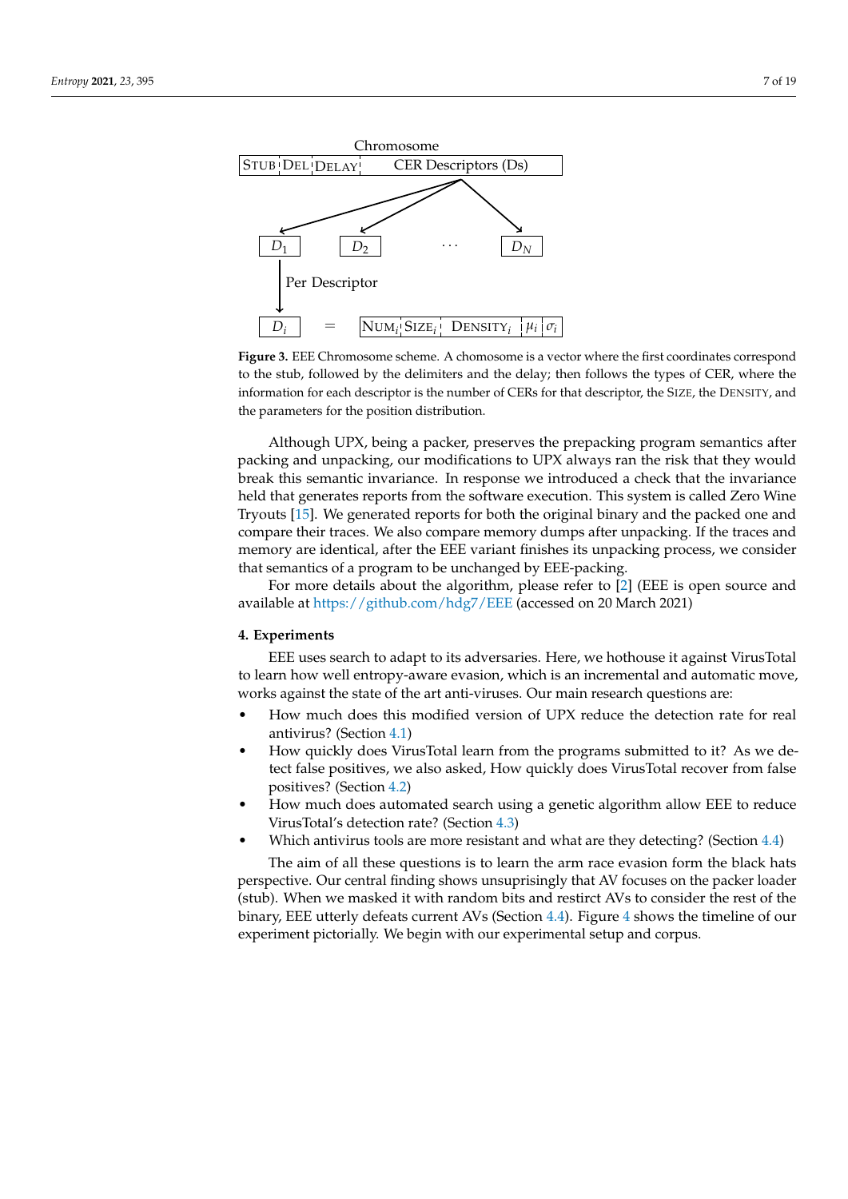Chromosome

| STUB | DEL | DELAY | CER Descriptors (Ds) |
|---|---|---|---|

$D_1$ $D_2$ ... $D_N$

Per Descriptor

$D_i$ = | NUM$_i$ | SIZE$_i$ | DENSITY$_i$ | $\mu_i$ | $\sigma_i$ |

**Figure 3.** EEE Chromosome scheme. A chomosome is a vector where the first coordinates correspond to the stub, followed by the delimiters and the delay; then follows the types of CER, where the information for each descriptor is the number of CERs for that descriptor, the SIZE, the DENSITY, and the parameters for the position distribution.

Although UPX, being a packer, preserves the prepacking program semantics after packing and unpacking, our modifications to UPX always ran the risk that they would break this semantic invariance. In response we introduced a check that the invariance held that generates reports from the software execution. This system is called Zero Wine Tryouts [15]. We generated reports for both the original binary and the packed one and compare their traces. We also compare memory dumps after unpacking. If the traces and memory are identical, after the EEE variant finishes its unpacking process, we consider that semantics of a program to be unchanged by EEE-packing.

For more details about the algorithm, please refer to [2] (EEE is open source and available at https://github.com/hdg7/EEE (accessed on 20 March 2021)

## 4. Experiments

EEE uses search to adapt to its adversaries. Here, we hothouse it against VirusTotal to learn how well entropy-aware evasion, which is an incremental and automatic move, works against the state of the art anti-viruses. Our main research questions are:

- How much does this modified version of UPX reduce the detection rate for real antivirus? (Section 4.1)
- How quickly does VirusTotal learn from the programs submitted to it? As we detect false positives, we also asked, How quickly does VirusTotal recover from false positives? (Section 4.2)
- How much does automated search using a genetic algorithm allow EEE to reduce VirusTotal's detection rate? (Section 4.3)
- Which antivirus tools are more resistant and what are they detecting? (Section 4.4)

The aim of all these questions is to learn the arm race evasion form the black hats perspective. Our central finding shows unsuprisingly that AV focuses on the packer loader (stub). When we masked it with random bits and restirct AVs to consider the rest of the binary, EEE utterly defeats current AVs (Section 4.4). Figure 4 shows the timeline of our experiment pictorially. We begin with our experimental setup and corpus.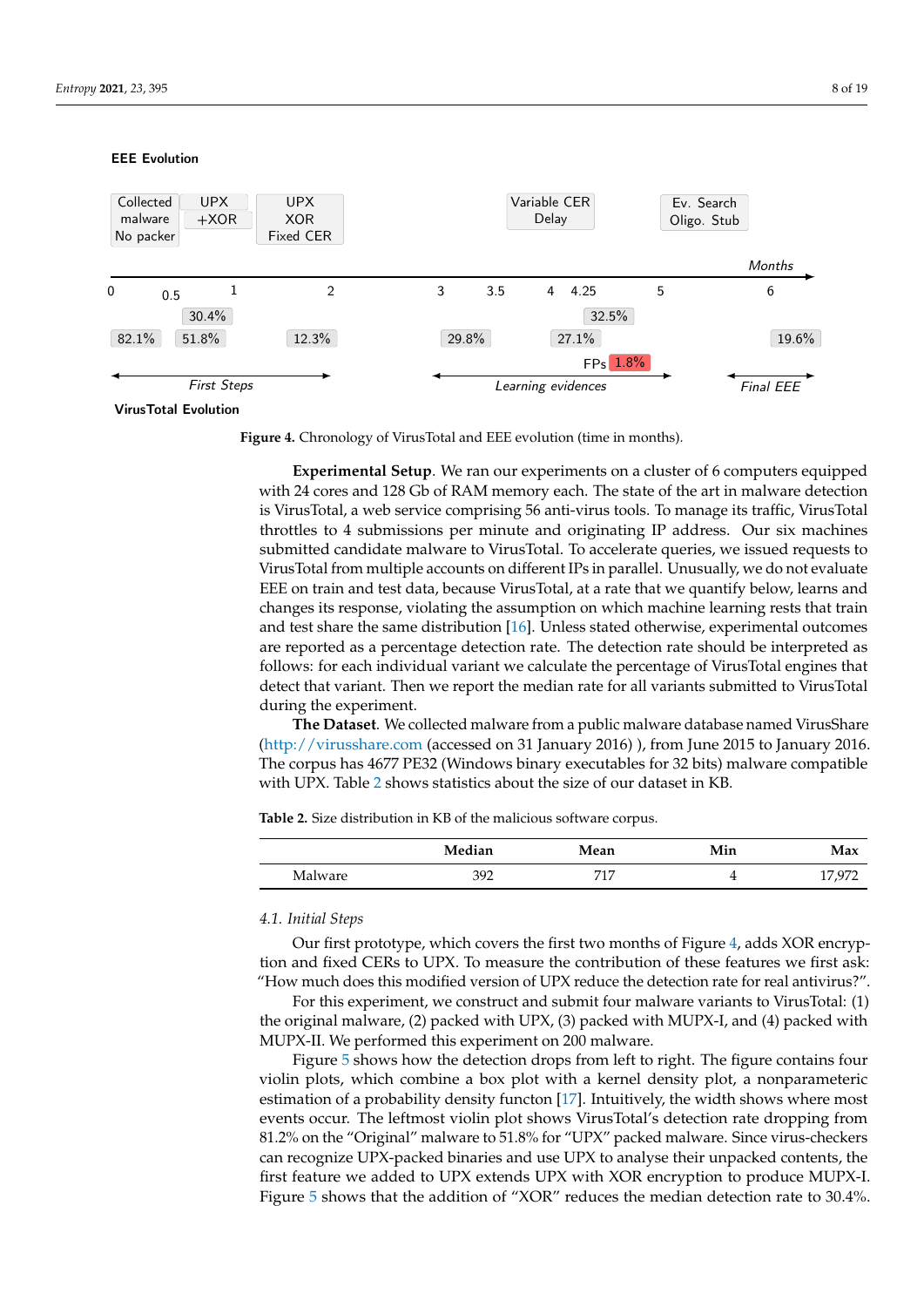**EEE Evolution**

| Collected malware No packer | UPX +XOR | UPX XOR Fixed CER | Variable CER Delay | Ev. Search Oligo. Stub |
|---|---|---|---|---|

Months: 0, 0.5, 1, 2, 3, 3.5, 4, 4.25, 5, 6

30.4% — 32.5%

82.1% — 51.8% — 12.3% — 29.8% — 27.1% — 19.6%

FPs 1.8%

*First Steps* — *Learning evidences* — *Final EEE*

**VirusTotal Evolution**

**Figure 4.** Chronology of VirusTotal and EEE evolution (time in months).

**Experimental Setup**. We ran our experiments on a cluster of 6 computers equipped with 24 cores and 128 Gb of RAM memory each. The state of the art in malware detection is VirusTotal, a web service comprising 56 anti-virus tools. To manage its traffic, VirusTotal throttles to 4 submissions per minute and originating IP address. Our six machines submitted candidate malware to VirusTotal. To accelerate queries, we issued requests to VirusTotal from multiple accounts on different IPs in parallel. Unusually, we do not evaluate EEE on train and test data, because VirusTotal, at a rate that we quantify below, learns and changes its response, violating the assumption on which machine learning rests that train and test share the same distribution [16]. Unless stated otherwise, experimental outcomes are reported as a percentage detection rate. The detection rate should be interpreted as follows: for each individual variant we calculate the percentage of VirusTotal engines that detect that variant. Then we report the median rate for all variants submitted to VirusTotal during the experiment.

**The Dataset**. We collected malware from a public malware database named VirusShare (http://virusshare.com (accessed on 31 January 2016) ), from June 2015 to January 2016. The corpus has 4677 PE32 (Windows binary executables for 32 bits) malware compatible with UPX. Table 2 shows statistics about the size of our dataset in KB.

**Table 2.** Size distribution in KB of the malicious software corpus.

| | Median | Mean | Min | Max |
|---|---|---|---|---|
| Malware | 392 | 717 | 4 | 17,972 |

### *4.1. Initial Steps*

Our first prototype, which covers the first two months of Figure 4, adds XOR encryption and fixed CERs to UPX. To measure the contribution of these features we first ask: "How much does this modified version of UPX reduce the detection rate for real antivirus?".

For this experiment, we construct and submit four malware variants to VirusTotal: (1) the original malware, (2) packed with UPX, (3) packed with MUPX-I, and (4) packed with MUPX-II. We performed this experiment on 200 malware.

Figure 5 shows how the detection drops from left to right. The figure contains four violin plots, which combine a box plot with a kernel density plot, a nonparametric estimation of a probability density functon [17]. Intuitively, the width shows where most events occur. The leftmost violin plot shows VirusTotal's detection rate dropping from 81.2% on the "Original" malware to 51.8% for "UPX" packed malware. Since virus-checkers can recognize UPX-packed binaries and use UPX to analyse their unpacked contents, the first feature we added to UPX extends UPX with XOR encryption to produce MUPX-I. Figure 5 shows that the addition of "XOR" reduces the median detection rate to 30.4%.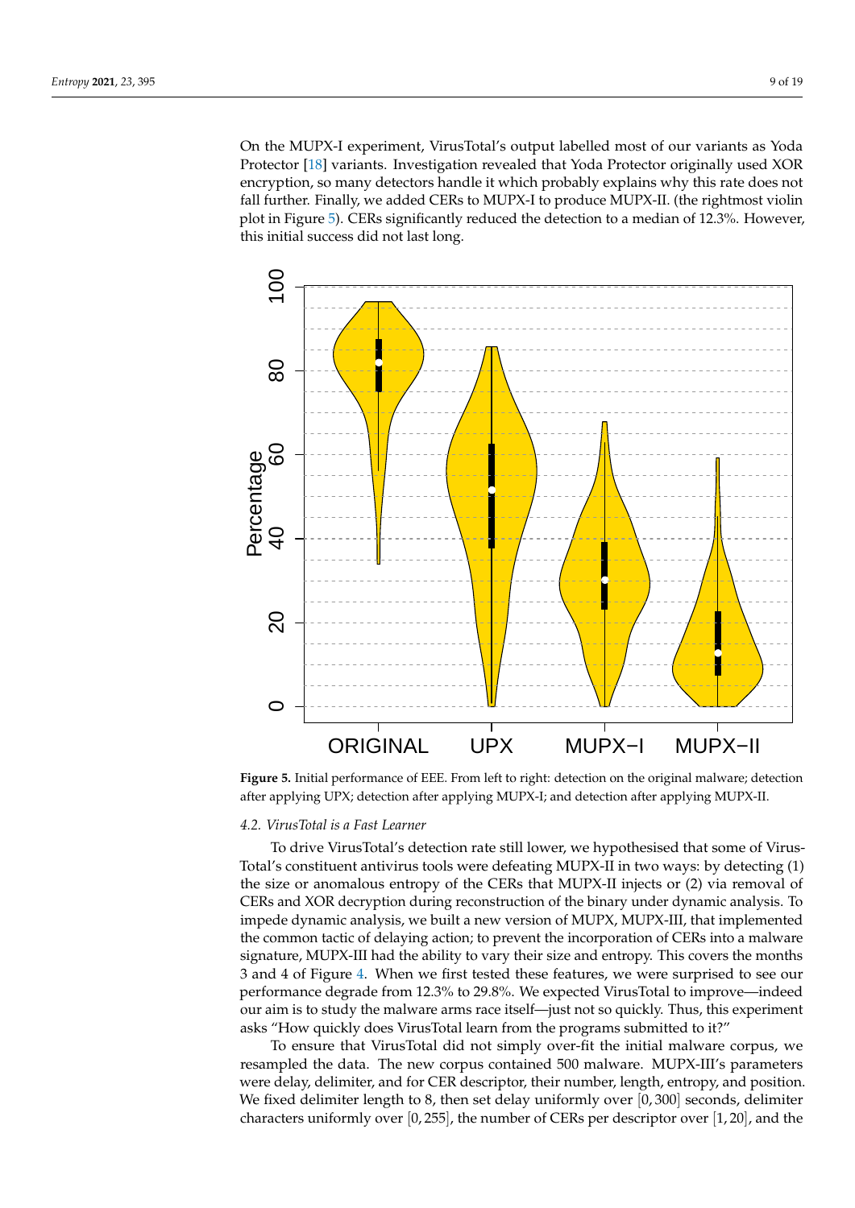On the MUPX-I experiment, VirusTotal's output labelled most of our variants as Yoda Protector [18] variants. Investigation revealed that Yoda Protector originally used XOR encryption, so many detectors handle it which probably explains why this rate does not fall further. Finally, we added CERs to MUPX-I to produce MUPX-II. (the rightmost violin plot in Figure 5). CERs significantly reduced the detection to a median of 12.3%. However, this initial success did not last long.

**Figure 5.** Initial performance of EEE. From left to right: detection on the original malware; detection after applying UPX; detection after applying MUPX-I; and detection after applying MUPX-II.

### 4.2. VirusTotal is a Fast Learner

To drive VirusTotal's detection rate still lower, we hypothesised that some of VirusTotal's constituent antivirus tools were defeating MUPX-II in two ways: by detecting (1) the size or anomalous entropy of the CERs that MUPX-II injects or (2) via removal of CERs and XOR decryption during reconstruction of the binary under dynamic analysis. To impede dynamic analysis, we built a new version of MUPX, MUPX-III, that implemented the common tactic of delaying action; to prevent the incorporation of CERs into a malware signature, MUPX-III had the ability to vary their size and entropy. This covers the months 3 and 4 of Figure 4. When we first tested these features, we were surprised to see our performance degrade from 12.3% to 29.8%. We expected VirusTotal to improve—indeed our aim is to study the malware arms race itself—just not so quickly. Thus, this experiment asks "How quickly does VirusTotal learn from the programs submitted to it?"

To ensure that VirusTotal did not simply over-fit the initial malware corpus, we resampled the data. The new corpus contained 500 malware. MUPX-III's parameters were delay, delimiter, and for CER descriptor, their number, length, entropy, and position. We fixed delimiter length to 8, then set delay uniformly over $[0, 300]$ seconds, delimiter characters uniformly over $[0, 255]$, the number of CERs per descriptor over $[1, 20]$, and the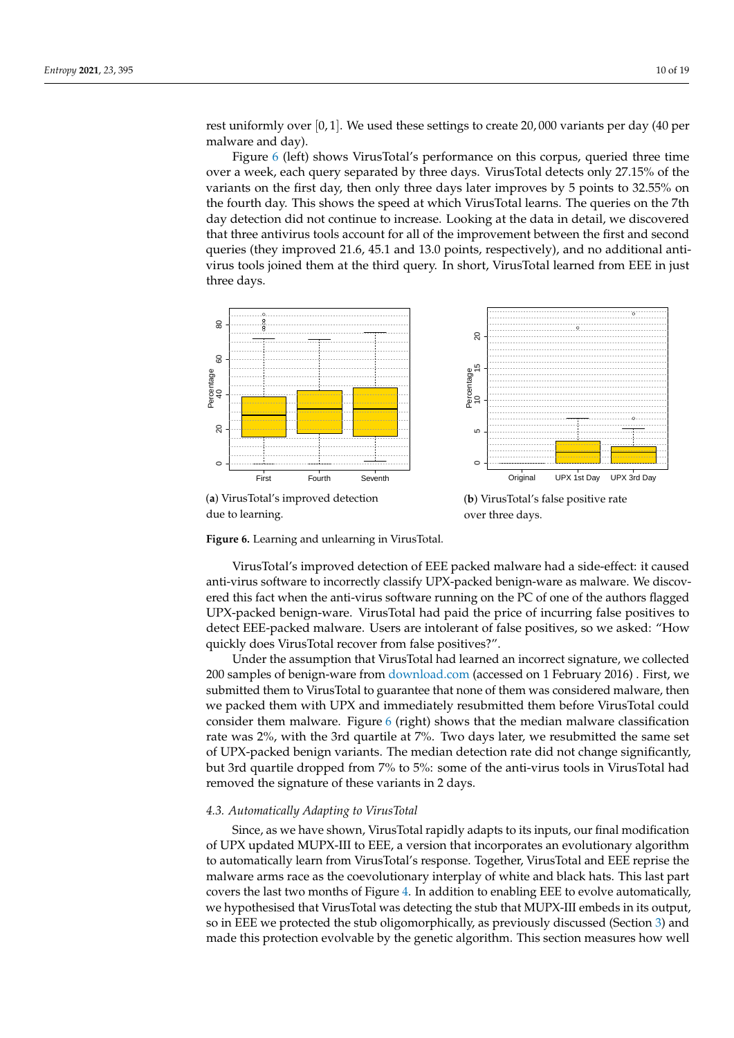rest uniformly over $[0, 1]$. We used these settings to create 20,000 variants per day (40 per malware and day).

Figure 6 (left) shows VirusTotal's performance on this corpus, queried three time over a week, each query separated by three days. VirusTotal detects only 27.15% of the variants on the first day, then only three days later improves by 5 points to 32.55% on the fourth day. This shows the speed at which VirusTotal learns. The queries on the 7th day detection did not continue to increase. Looking at the data in detail, we discovered that three antivirus tools account for all of the improvement between the first and second queries (they improved 21.6, 45.1 and 13.0 points, respectively), and no additional antivirus tools joined them at the third query. In short, VirusTotal learned from EEE in just three days.

(**a**) VirusTotal's improved detection due to learning.

(**b**) VirusTotal's false positive rate over three days.

**Figure 6.** Learning and unlearning in VirusTotal.

VirusTotal's improved detection of EEE packed malware had a side-effect: it caused anti-virus software to incorrectly classify UPX-packed benign-ware as malware. We discovered this fact when the anti-virus software running on the PC of one of the authors flagged UPX-packed benign-ware. VirusTotal had paid the price of incurring false positives to detect EEE-packed malware. Users are intolerant of false positives, so we asked: "How quickly does VirusTotal recover from false positives?".

Under the assumption that VirusTotal had learned an incorrect signature, we collected 200 samples of benign-ware from download.com (accessed on 1 February 2016) . First, we submitted them to VirusTotal to guarantee that none of them was considered malware, then we packed them with UPX and immediately resubmitted them before VirusTotal could consider them malware. Figure 6 (right) shows that the median malware classification rate was 2%, with the 3rd quartile at 7%. Two days later, we resubmitted the same set of UPX-packed benign variants. The median detection rate did not change significantly, but 3rd quartile dropped from 7% to 5%: some of the anti-virus tools in VirusTotal had removed the signature of these variants in 2 days.

### *4.3. Automatically Adapting to VirusTotal*

Since, as we have shown, VirusTotal rapidly adapts to its inputs, our final modification of UPX updated MUPX-III to EEE, a version that incorporates an evolutionary algorithm to automatically learn from VirusTotal's response. Together, VirusTotal and EEE reprise the malware arms race as the coevolutionary interplay of white and black hats. This last part covers the last two months of Figure 4. In addition to enabling EEE to evolve automatically, we hypothesised that VirusTotal was detecting the stub that MUPX-III embeds in its output, so in EEE we protected the stub oligomorphically, as previously discussed (Section 3) and made this protection evolvable by the genetic algorithm. This section measures how well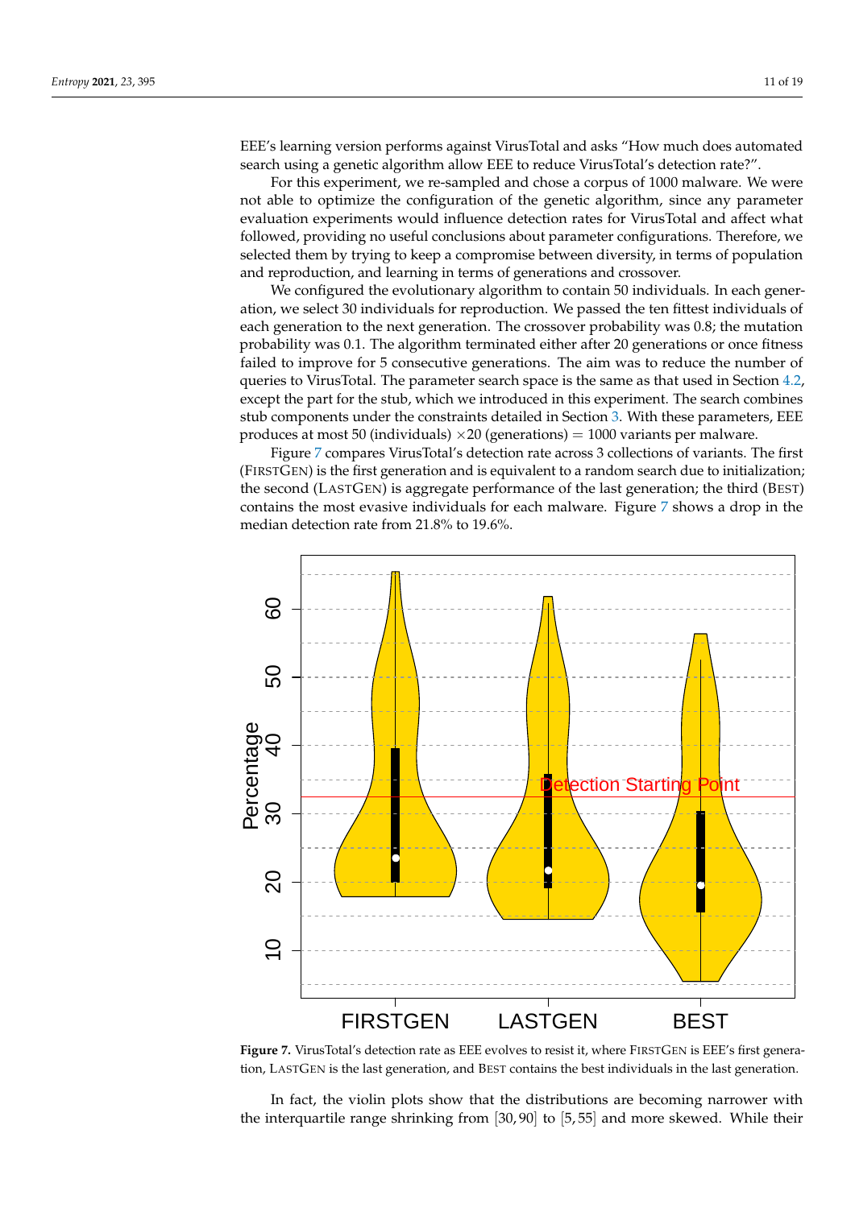EEE's learning version performs against VirusTotal and asks "How much does automated search using a genetic algorithm allow EEE to reduce VirusTotal's detection rate?".

For this experiment, we re-sampled and chose a corpus of 1000 malware. We were not able to optimize the configuration of the genetic algorithm, since any parameter evaluation experiments would influence detection rates for VirusTotal and affect what followed, providing no useful conclusions about parameter configurations. Therefore, we selected them by trying to keep a compromise between diversity, in terms of population and reproduction, and learning in terms of generations and crossover.

We configured the evolutionary algorithm to contain 50 individuals. In each generation, we select 30 individuals for reproduction. We passed the ten fittest individuals of each generation to the next generation. The crossover probability was 0.8; the mutation probability was 0.1. The algorithm terminated either after 20 generations or once fitness failed to improve for 5 consecutive generations. The aim was to reduce the number of queries to VirusTotal. The parameter search space is the same as that used in Section 4.2, except the part for the stub, which we introduced in this experiment. The search combines stub components under the constraints detailed in Section 3. With these parameters, EEE produces at most 50 (individuals) $\times 20$ (generations) $= 1000$ variants per malware.

Figure 7 compares VirusTotal's detection rate across 3 collections of variants. The first (FirstGen) is the first generation and is equivalent to a random search due to initialization; the second (LastGen) is aggregate performance of the last generation; the third (Best) contains the most evasive individuals for each malware. Figure 7 shows a drop in the median detection rate from 21.8% to 19.6%.

**Figure 7.** VirusTotal's detection rate as EEE evolves to resist it, where FirstGen is EEE's first generation, LastGen is the last generation, and Best contains the best individuals in the last generation.

In fact, the violin plots show that the distributions are becoming narrower with the interquartile range shrinking from $[30, 90]$ to $[5, 55]$ and more skewed. While their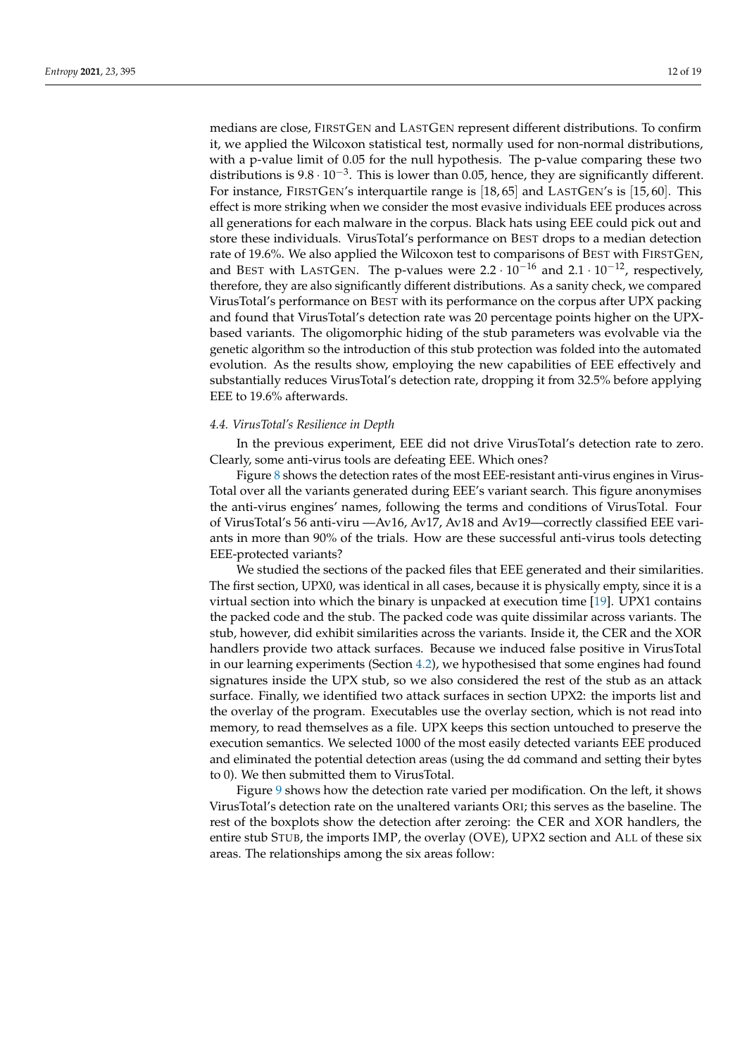medians are close, FirstGen and LastGen represent different distributions. To confirm it, we applied the Wilcoxon statistical test, normally used for non-normal distributions, with a p-value limit of 0.05 for the null hypothesis. The p-value comparing these two distributions is $9.8 \cdot 10^{-3}$. This is lower than 0.05, hence, they are significantly different. For instance, FirstGen's interquartile range is $[18, 65]$ and LastGen's is $[15, 60]$. This effect is more striking when we consider the most evasive individuals EEE produces across all generations for each malware in the corpus. Black hats using EEE could pick out and store these individuals. VirusTotal's performance on Best drops to a median detection rate of 19.6%. We also applied the Wilcoxon test to comparisons of Best with FirstGen, and Best with LastGen. The p-values were $2.2 \cdot 10^{-16}$ and $2.1 \cdot 10^{-12}$, respectively, therefore, they are also significantly different distributions. As a sanity check, we compared VirusTotal's performance on Best with its performance on the corpus after UPX packing and found that VirusTotal's detection rate was 20 percentage points higher on the UPX-based variants. The oligomorphic hiding of the stub parameters was evolvable via the genetic algorithm so the introduction of this stub protection was folded into the automated evolution. As the results show, employing the new capabilities of EEE effectively and substantially reduces VirusTotal's detection rate, dropping it from 32.5% before applying EEE to 19.6% afterwards.

### *4.4. VirusTotal's Resilience in Depth*

In the previous experiment, EEE did not drive VirusTotal's detection rate to zero. Clearly, some anti-virus tools are defeating EEE. Which ones?

Figure 8 shows the detection rates of the most EEE-resistant anti-virus engines in VirusTotal over all the variants generated during EEE's variant search. This figure anonymises the anti-virus engines' names, following the terms and conditions of VirusTotal. Four of VirusTotal's 56 anti-viru —Av16, Av17, Av18 and Av19—correctly classified EEE variants in more than 90% of the trials. How are these successful anti-virus tools detecting EEE-protected variants?

We studied the sections of the packed files that EEE generated and their similarities. The first section, UPX0, was identical in all cases, because it is physically empty, since it is a virtual section into which the binary is unpacked at execution time [19]. UPX1 contains the packed code and the stub. The packed code was quite dissimilar across variants. The stub, however, did exhibit similarities across the variants. Inside it, the CER and the XOR handlers provide two attack surfaces. Because we induced false positive in VirusTotal in our learning experiments (Section 4.2), we hypothesised that some engines had found signatures inside the UPX stub, so we also considered the rest of the stub as an attack surface. Finally, we identified two attack surfaces in section UPX2: the imports list and the overlay of the program. Executables use the overlay section, which is not read into memory, to read themselves as a file. UPX keeps this section untouched to preserve the execution semantics. We selected 1000 of the most easily detected variants EEE produced and eliminated the potential detection areas (using the `dd` command and setting their bytes to 0). We then submitted them to VirusTotal.

Figure 9 shows how the detection rate varied per modification. On the left, it shows VirusTotal's detection rate on the unaltered variants Ori; this serves as the baseline. The rest of the boxplots show the detection after zeroing: the CER and XOR handlers, the entire stub Stub, the imports IMP, the overlay (OVE), UPX2 section and All of these six areas. The relationships among the six areas follow: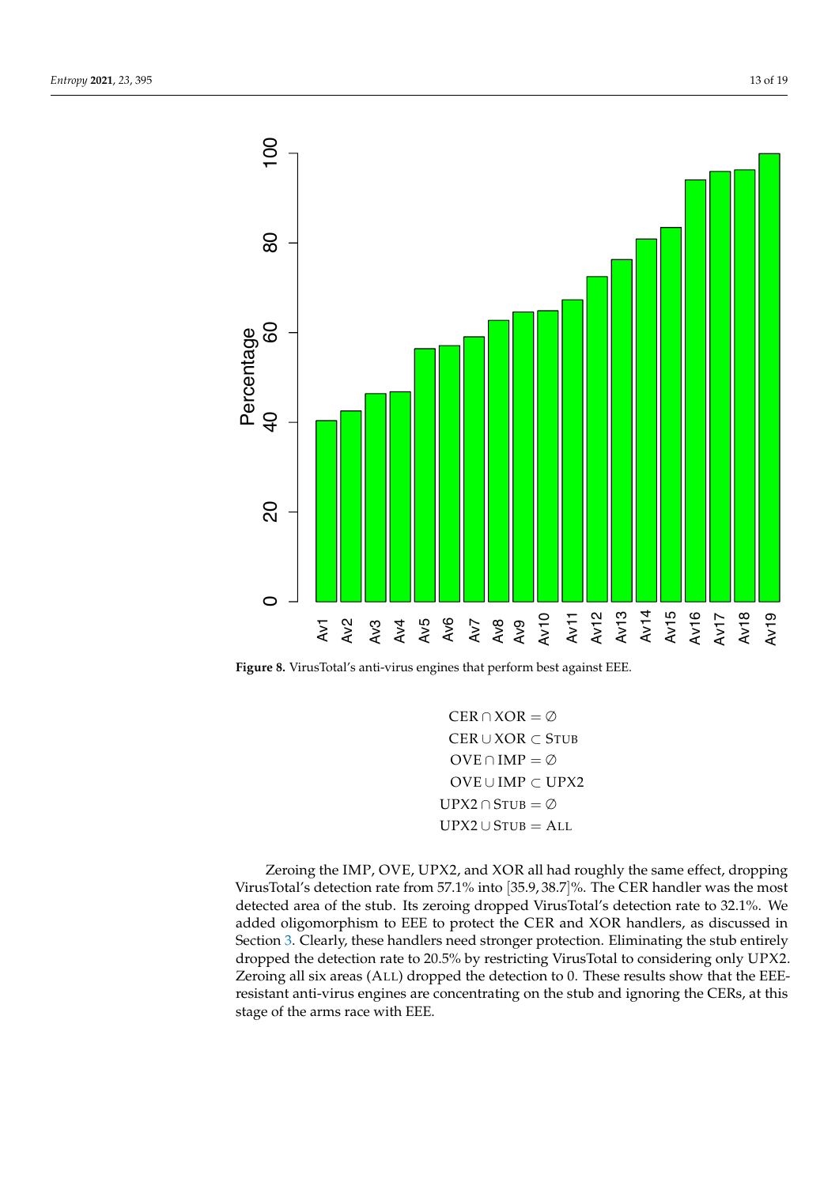**Figure 8.** VirusTotal's anti-virus engines that perform best against EEE.

$$
\begin{aligned}
\text{CER} \cap \text{XOR} &= \emptyset \\
\text{CER} \cup \text{XOR} &\subset \text{STUB} \\
\text{OVE} \cap \text{IMP} &= \emptyset \\
\text{OVE} \cup \text{IMP} &\subset \text{UPX2} \\
\text{UPX2} \cap \text{STUB} &= \emptyset \\
\text{UPX2} \cup \text{STUB} &= \text{ALL}
\end{aligned}
$$

Zeroing the IMP, OVE, UPX2, and XOR all had roughly the same effect, dropping VirusTotal's detection rate from 57.1% into $[35.9, 38.7]$%. The CER handler was the most detected area of the stub. Its zeroing dropped VirusTotal's detection rate to 32.1%. We added oligomorphism to EEE to protect the CER and XOR handlers, as discussed in Section 3. Clearly, these handlers need stronger protection. Eliminating the stub entirely dropped the detection rate to 20.5% by restricting VirusTotal to considering only UPX2. Zeroing all six areas (ALL) dropped the detection to 0. These results show that the EEE-resistant anti-virus engines are concentrating on the stub and ignoring the CERs, at this stage of the arms race with EEE.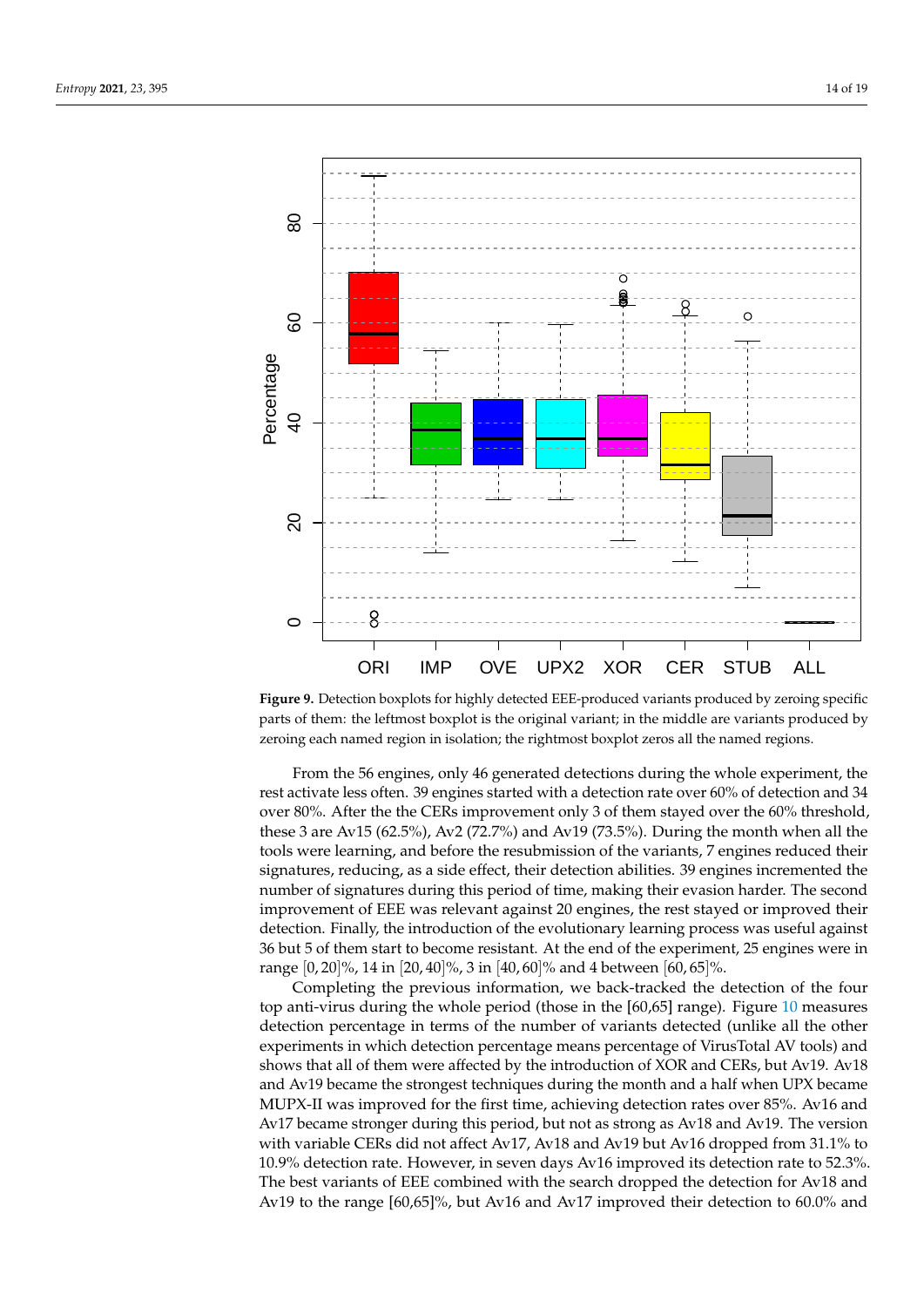**Figure 9.** Detection boxplots for highly detected EEE-produced variants produced by zeroing specific parts of them: the leftmost boxplot is the original variant; in the middle are variants produced by zeroing each named region in isolation; the rightmost boxplot zeros all the named regions.

From the 56 engines, only 46 generated detections during the whole experiment, the rest activate less often. 39 engines started with a detection rate over 60% of detection and 34 over 80%. After the the CERs improvement only 3 of them stayed over the 60% threshold, these 3 are Av15 (62.5%), Av2 (72.7%) and Av19 (73.5%). During the month when all the tools were learning, and before the resubmission of the variants, 7 engines reduced their signatures, reducing, as a side effect, their detection abilities. 39 engines incremented the number of signatures during this period of time, making their evasion harder. The second improvement of EEE was relevant against 20 engines, the rest stayed or improved their detection. Finally, the introduction of the evolutionary learning process was useful against 36 but 5 of them start to become resistant. At the end of the experiment, 25 engines were in range $[0, 20]\%$, 14 in $[20, 40]\%$, 3 in $[40, 60]\%$ and 4 between $[60, 65]\%$.

Completing the previous information, we back-tracked the detection of the four top anti-virus during the whole period (those in the [60,65] range). Figure 10 measures detection percentage in terms of the number of variants detected (unlike all the other experiments in which detection percentage means percentage of VirusTotal AV tools) and shows that all of them were affected by the introduction of XOR and CERs, but Av19. Av18 and Av19 became the strongest techniques during the month and a half when UPX became MUPX-II was improved for the first time, achieving detection rates over 85%. Av16 and Av17 became stronger during this period, but not as strong as Av18 and Av19. The version with variable CERs did not affect Av17, Av18 and Av19 but Av16 dropped from 31.1% to 10.9% detection rate. However, in seven days Av16 improved its detection rate to 52.3%. The best variants of EEE combined with the search dropped the detection for Av18 and Av19 to the range [60,65]%, but Av16 and Av17 improved their detection to 60.0% and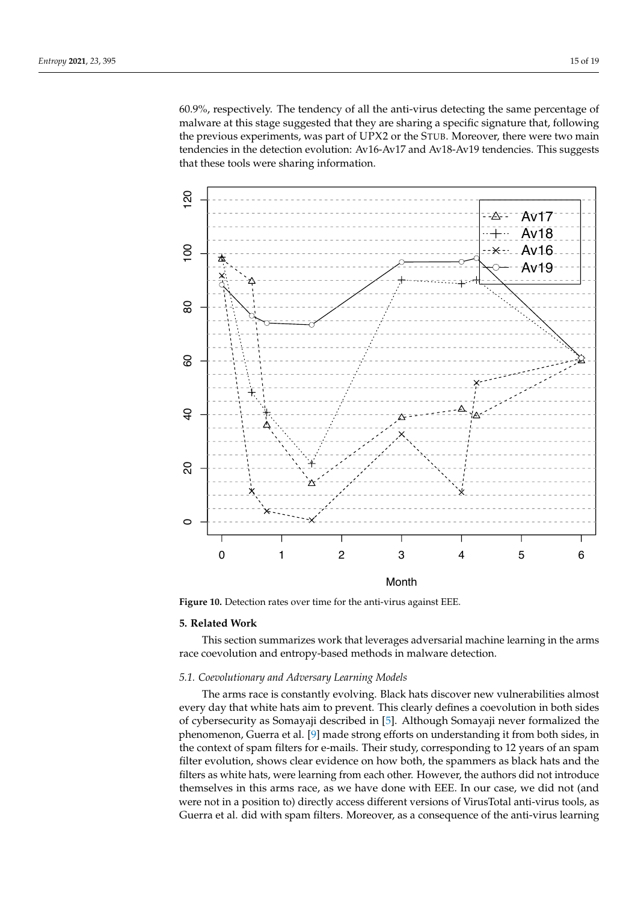60.9%, respectively. The tendency of all the anti-virus detecting the same percentage of malware at this stage suggested that they are sharing a specific signature that, following the previous experiments, was part of UPX2 or the Stub. Moreover, there were two main tendencies in the detection evolution: Av16-Av17 and Av18-Av19 tendencies. This suggests that these tools were sharing information.

**Figure 10.** Detection rates over time for the anti-virus against EEE.

## 5. Related Work

This section summarizes work that leverages adversarial machine learning in the arms race coevolution and entropy-based methods in malware detection.

### *5.1. Coevolutionary and Adversary Learning Models*

The arms race is constantly evolving. Black hats discover new vulnerabilities almost every day that white hats aim to prevent. This clearly defines a coevolution in both sides of cybersecurity as Somayaji described in [5]. Although Somayaji never formalized the phenomenon, Guerra et al. [9] made strong efforts on understanding it from both sides, in the context of spam filters for e-mails. Their study, corresponding to 12 years of an spam filter evolution, shows clear evidence on how both, the spammers as black hats and the filters as white hats, were learning from each other. However, the authors did not introduce themselves in this arms race, as we have done with EEE. In our case, we did not (and were not in a position to) directly access different versions of VirusTotal anti-virus tools, as Guerra et al. did with spam filters. Moreover, as a consequence of the anti-virus learning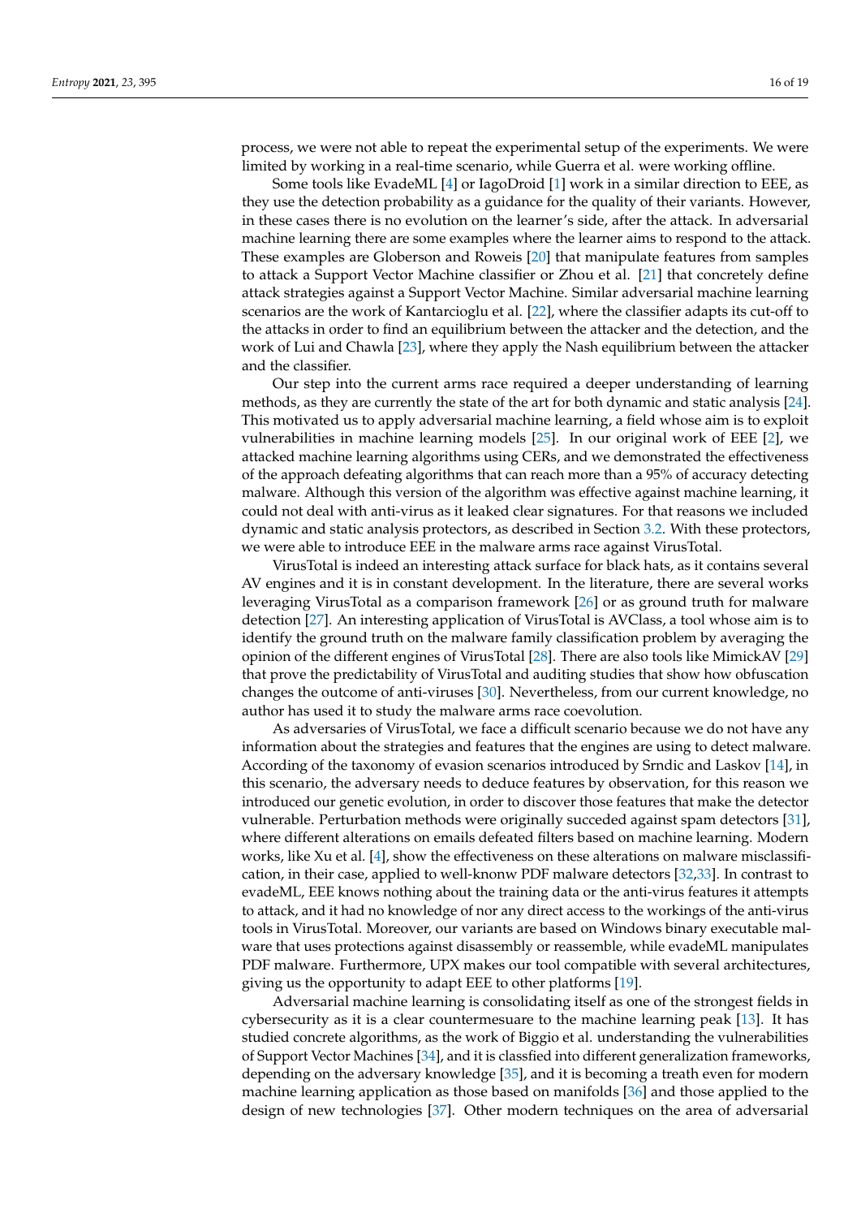process, we were not able to repeat the experimental setup of the experiments. We were limited by working in a real-time scenario, while Guerra et al. were working offline.

Some tools like EvadeML [4] or IagoDroid [1] work in a similar direction to EEE, as they use the detection probability as a guidance for the quality of their variants. However, in these cases there is no evolution on the learner's side, after the attack. In adversarial machine learning there are some examples where the learner aims to respond to the attack. These examples are Globerson and Roweis [20] that manipulate features from samples to attack a Support Vector Machine classifier or Zhou et al. [21] that concretely define attack strategies against a Support Vector Machine. Similar adversarial machine learning scenarios are the work of Kantarcioglu et al. [22], where the classifier adapts its cut-off to the attacks in order to find an equilibrium between the attacker and the detection, and the work of Lui and Chawla [23], where they apply the Nash equilibrium between the attacker and the classifier.

Our step into the current arms race required a deeper understanding of learning methods, as they are currently the state of the art for both dynamic and static analysis [24]. This motivated us to apply adversarial machine learning, a field whose aim is to exploit vulnerabilities in machine learning models [25]. In our original work of EEE [2], we attacked machine learning algorithms using CERs, and we demonstrated the effectiveness of the approach defeating algorithms that can reach more than a 95% of accuracy detecting malware. Although this version of the algorithm was effective against machine learning, it could not deal with anti-virus as it leaked clear signatures. For that reasons we included dynamic and static analysis protectors, as described in Section 3.2. With these protectors, we were able to introduce EEE in the malware arms race against VirusTotal.

VirusTotal is indeed an interesting attack surface for black hats, as it contains several AV engines and it is in constant development. In the literature, there are several works leveraging VirusTotal as a comparison framework [26] or as ground truth for malware detection [27]. An interesting application of VirusTotal is AVClass, a tool whose aim is to identify the ground truth on the malware family classification problem by averaging the opinion of the different engines of VirusTotal [28]. There are also tools like MimickAV [29] that prove the predictability of VirusTotal and auditing studies that show how obfuscation changes the outcome of anti-viruses [30]. Nevertheless, from our current knowledge, no author has used it to study the malware arms race coevolution.

As adversaries of VirusTotal, we face a difficult scenario because we do not have any information about the strategies and features that the engines are using to detect malware. According of the taxonomy of evasion scenarios introduced by Srndic and Laskov [14], in this scenario, the adversary needs to deduce features by observation, for this reason we introduced our genetic evolution, in order to discover those features that make the detector vulnerable. Perturbation methods were originally succeded against spam detectors [31], where different alterations on emails defeated filters based on machine learning. Modern works, like Xu et al. [4], show the effectiveness on these alterations on malware misclassification, in their case, applied to well-knonw PDF malware detectors [32,33]. In contrast to evadeML, EEE knows nothing about the training data or the anti-virus features it attempts to attack, and it had no knowledge of nor any direct access to the workings of the anti-virus tools in VirusTotal. Moreover, our variants are based on Windows binary executable malware that uses protections against disassembly or reassemble, while evadeML manipulates PDF malware. Furthermore, UPX makes our tool compatible with several architectures, giving us the opportunity to adapt EEE to other platforms [19].

Adversarial machine learning is consolidating itself as one of the strongest fields in cybersecurity as it is a clear countermesuare to the machine learning peak [13]. It has studied concrete algorithms, as the work of Biggio et al. understanding the vulnerabilities of Support Vector Machines [34], and it is classfied into different generalization frameworks, depending on the adversary knowledge [35], and it is becoming a treath even for modern machine learning application as those based on manifolds [36] and those applied to the design of new technologies [37]. Other modern techniques on the area of adversarial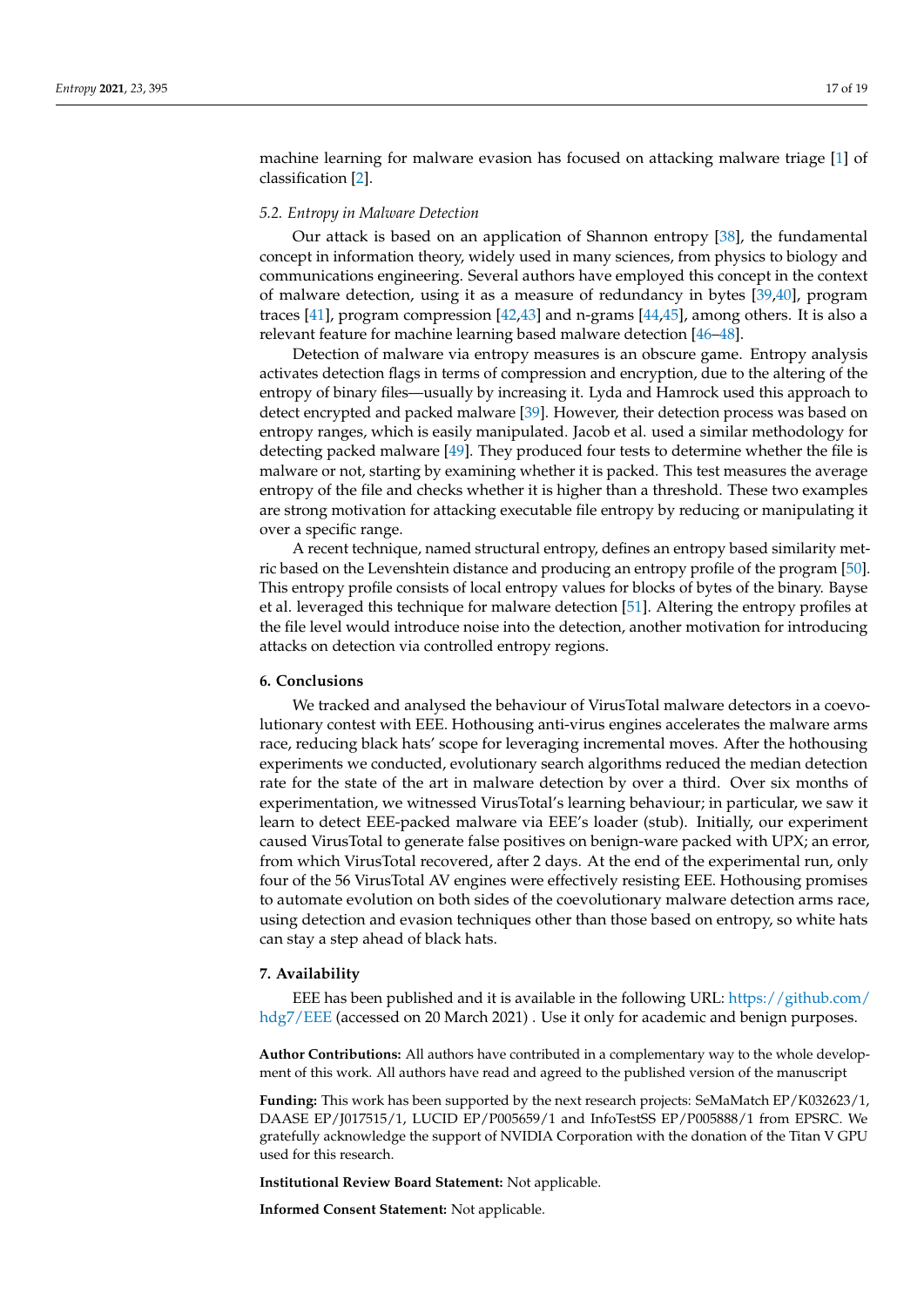machine learning for malware evasion has focused on attacking malware triage [1] of classification [2].

### 5.2. Entropy in Malware Detection

Our attack is based on an application of Shannon entropy [38], the fundamental concept in information theory, widely used in many sciences, from physics to biology and communications engineering. Several authors have employed this concept in the context of malware detection, using it as a measure of redundancy in bytes [39,40], program traces [41], program compression [42,43] and n-grams [44,45], among others. It is also a relevant feature for machine learning based malware detection [46–48].

Detection of malware via entropy measures is an obscure game. Entropy analysis activates detection flags in terms of compression and encryption, due to the altering of the entropy of binary files—usually by increasing it. Lyda and Hamrock used this approach to detect encrypted and packed malware [39]. However, their detection process was based on entropy ranges, which is easily manipulated. Jacob et al. used a similar methodology for detecting packed malware [49]. They produced four tests to determine whether the file is malware or not, starting by examining whether it is packed. This test measures the average entropy of the file and checks whether it is higher than a threshold. These two examples are strong motivation for attacking executable file entropy by reducing or manipulating it over a specific range.

A recent technique, named structural entropy, defines an entropy based similarity metric based on the Levenshtein distance and producing an entropy profile of the program [50]. This entropy profile consists of local entropy values for blocks of bytes of the binary. Bayse et al. leveraged this technique for malware detection [51]. Altering the entropy profiles at the file level would introduce noise into the detection, another motivation for introducing attacks on detection via controlled entropy regions.

## 6. Conclusions

We tracked and analysed the behaviour of VirusTotal malware detectors in a coevolutionary contest with EEE. Hothousing anti-virus engines accelerates the malware arms race, reducing black hats' scope for leveraging incremental moves. After the hothousing experiments we conducted, evolutionary search algorithms reduced the median detection rate for the state of the art in malware detection by over a third. Over six months of experimentation, we witnessed VirusTotal's learning behaviour; in particular, we saw it learn to detect EEE-packed malware via EEE's loader (stub). Initially, our experiment caused VirusTotal to generate false positives on benign-ware packed with UPX; an error, from which VirusTotal recovered, after 2 days. At the end of the experimental run, only four of the 56 VirusTotal AV engines were effectively resisting EEE. Hothousing promises to automate evolution on both sides of the coevolutionary malware detection arms race, using detection and evasion techniques other than those based on entropy, so white hats can stay a step ahead of black hats.

## 7. Availability

EEE has been published and it is available in the following URL: https://github.com/hdg7/EEE (accessed on 20 March 2021) . Use it only for academic and benign purposes.

**Author Contributions:** All authors have contributed in a complementary way to the whole development of this work. All authors have read and agreed to the published version of the manuscript

**Funding:** This work has been supported by the next research projects: SeMaMatch EP/K032623/1, DAASE EP/J017515/1, LUCID EP/P005659/1 and InfoTestSS EP/P005888/1 from EPSRC. We gratefully acknowledge the support of NVIDIA Corporation with the donation of the Titan V GPU used for this research.

**Institutional Review Board Statement:** Not applicable.

**Informed Consent Statement:** Not applicable.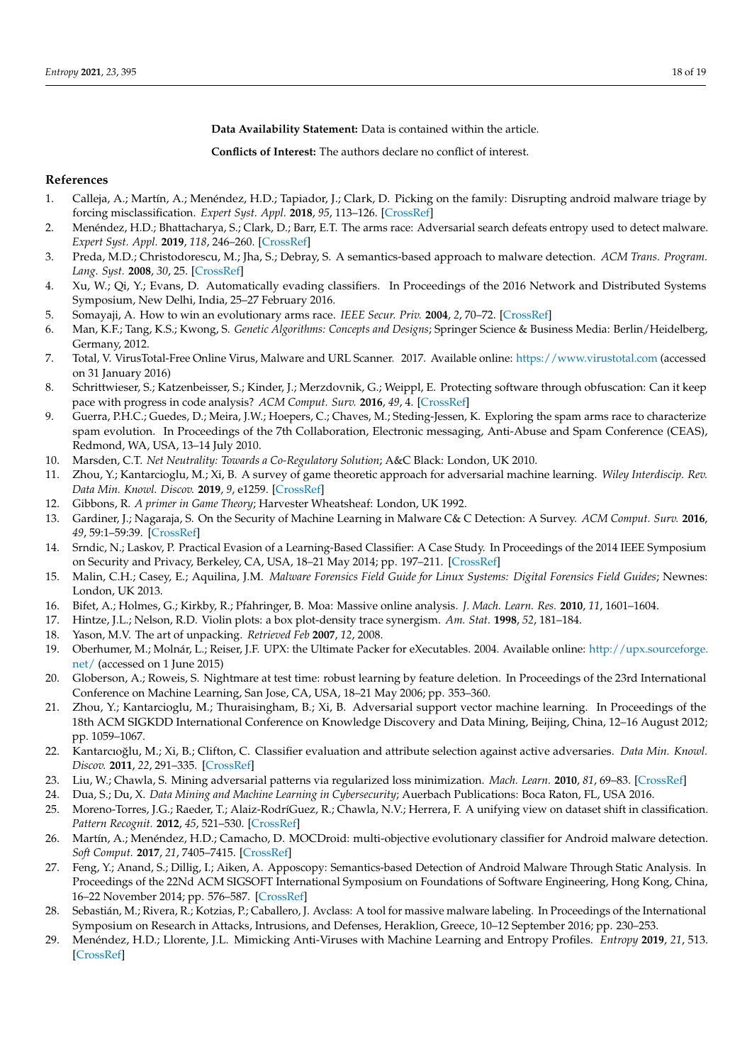**Data Availability Statement:** Data is contained within the article.

**Conflicts of Interest:** The authors declare no conflict of interest.

## References

1. Calleja, A.; Martín, A.; Menéndez, H.D.; Tapiador, J.; Clark, D. Picking on the family: Disrupting android malware triage by forcing misclassification. *Expert Syst. Appl.* **2018**, *95*, 113–126. [CrossRef]
2. Menéndez, H.D.; Bhattacharya, S.; Clark, D.; Barr, E.T. The arms race: Adversarial search defeats entropy used to detect malware. *Expert Syst. Appl.* **2019**, *118*, 246–260. [CrossRef]
3. Preda, M.D.; Christodorescu, M.; Jha, S.; Debray, S. A semantics-based approach to malware detection. *ACM Trans. Program. Lang. Syst.* **2008**, *30*, 25. [CrossRef]
4. Xu, W.; Qi, Y.; Evans, D. Automatically evading classifiers. In Proceedings of the 2016 Network and Distributed Systems Symposium, New Delhi, India, 25–27 February 2016.
5. Somayaji, A. How to win an evolutionary arms race. *IEEE Secur. Priv.* **2004**, *2*, 70–72. [CrossRef]
6. Man, K.F.; Tang, K.S.; Kwong, S. *Genetic Algorithms: Concepts and Designs*; Springer Science & Business Media: Berlin/Heidelberg, Germany, 2012.
7. Total, V. VirusTotal-Free Online Virus, Malware and URL Scanner. 2017. Available online: https://www.virustotal.com (accessed on 31 January 2016)
8. Schrittwieser, S.; Katzenbeisser, S.; Kinder, J.; Merzdovnik, G.; Weippl, E. Protecting software through obfuscation: Can it keep pace with progress in code analysis? *ACM Comput. Surv.* **2016**, *49*, 4. [CrossRef]
9. Guerra, P.H.C.; Guedes, D.; Meira, J.W.; Hoepers, C.; Chaves, M.; Steding-Jessen, K. Exploring the spam arms race to characterize spam evolution. In Proceedings of the 7th Collaboration, Electronic messaging, Anti-Abuse and Spam Conference (CEAS), Redmond, WA, USA, 13–14 July 2010.
10. Marsden, C.T. *Net Neutrality: Towards a Co-Regulatory Solution*; A&C Black: London, UK 2010.
11. Zhou, Y.; Kantarcioglu, M.; Xi, B. A survey of game theoretic approach for adversarial machine learning. *Wiley Interdiscip. Rev. Data Min. Knowl. Discov.* **2019**, *9*, e1259. [CrossRef]
12. Gibbons, R. *A primer in Game Theory*; Harvester Wheatsheaf: London, UK 1992.
13. Gardiner, J.; Nagaraja, S. On the Security of Machine Learning in Malware C& C Detection: A Survey. *ACM Comput. Surv.* **2016**, *49*, 59:1–59:39. [CrossRef]
14. Srndic, N.; Laskov, P. Practical Evasion of a Learning-Based Classifier: A Case Study. In Proceedings of the 2014 IEEE Symposium on Security and Privacy, Berkeley, CA, USA, 18–21 May 2014; pp. 197–211. [CrossRef]
15. Malin, C.H.; Casey, E.; Aquilina, J.M. *Malware Forensics Field Guide for Linux Systems: Digital Forensics Field Guides*; Newnes: London, UK 2013.
16. Bifet, A.; Holmes, G.; Kirkby, R.; Pfahringer, B. Moa: Massive online analysis. *J. Mach. Learn. Res.* **2010**, *11*, 1601–1604.
17. Hintze, J.L.; Nelson, R.D. Violin plots: a box plot-density trace synergism. *Am. Stat.* **1998**, *52*, 181–184.
18. Yason, M.V. The art of unpacking. *Retrieved Feb* **2007**, *12*, 2008.
19. Oberhumer, M.; Molnár, L.; Reiser, J.F. UPX: the Ultimate Packer for eXecutables. 2004. Available online: http://upx.sourceforge.net/ (accessed on 1 June 2015)
20. Globerson, A.; Roweis, S. Nightmare at test time: robust learning by feature deletion. In Proceedings of the 23rd International Conference on Machine Learning, San Jose, CA, USA, 18–21 May 2006; pp. 353–360.
21. Zhou, Y.; Kantarcioglu, M.; Thuraisingham, B.; Xi, B. Adversarial support vector machine learning. In Proceedings of the 18th ACM SIGKDD International Conference on Knowledge Discovery and Data Mining, Beijing, China, 12–16 August 2012; pp. 1059–1067.
22. Kantarcıoğlu, M.; Xi, B.; Clifton, C. Classifier evaluation and attribute selection against active adversaries. *Data Min. Knowl. Discov.* **2011**, *22*, 291–335. [CrossRef]
23. Liu, W.; Chawla, S. Mining adversarial patterns via regularized loss minimization. *Mach. Learn.* **2010**, *81*, 69–83. [CrossRef]
24. Dua, S.; Du, X. *Data Mining and Machine Learning in Cybersecurity*; Auerbach Publications: Boca Raton, FL, USA 2016.
25. Moreno-Torres, J.G.; Raeder, T.; Alaiz-RodríGuez, R.; Chawla, N.V.; Herrera, F. A unifying view on dataset shift in classification. *Pattern Recognit.* **2012**, *45*, 521–530. [CrossRef]
26. Martín, A.; Menéndez, H.D.; Camacho, D. MOCDroid: multi-objective evolutionary classifier for Android malware detection. *Soft Comput.* **2017**, *21*, 7405–7415. [CrossRef]
27. Feng, Y.; Anand, S.; Dillig, I.; Aiken, A. Apposcopy: Semantics-based Detection of Android Malware Through Static Analysis. In Proceedings of the 22Nd ACM SIGSOFT International Symposium on Foundations of Software Engineering, Hong Kong, China, 16–22 November 2014; pp. 576–587. [CrossRef]
28. Sebastián, M.; Rivera, R.; Kotzias, P.; Caballero, J. Avclass: A tool for massive malware labeling. In Proceedings of the International Symposium on Research in Attacks, Intrusions, and Defenses, Heraklion, Greece, 10–12 September 2016; pp. 230–253.
29. Menéndez, H.D.; Llorente, J.L. Mimicking Anti-Viruses with Machine Learning and Entropy Profiles. *Entropy* **2019**, *21*, 513. [CrossRef]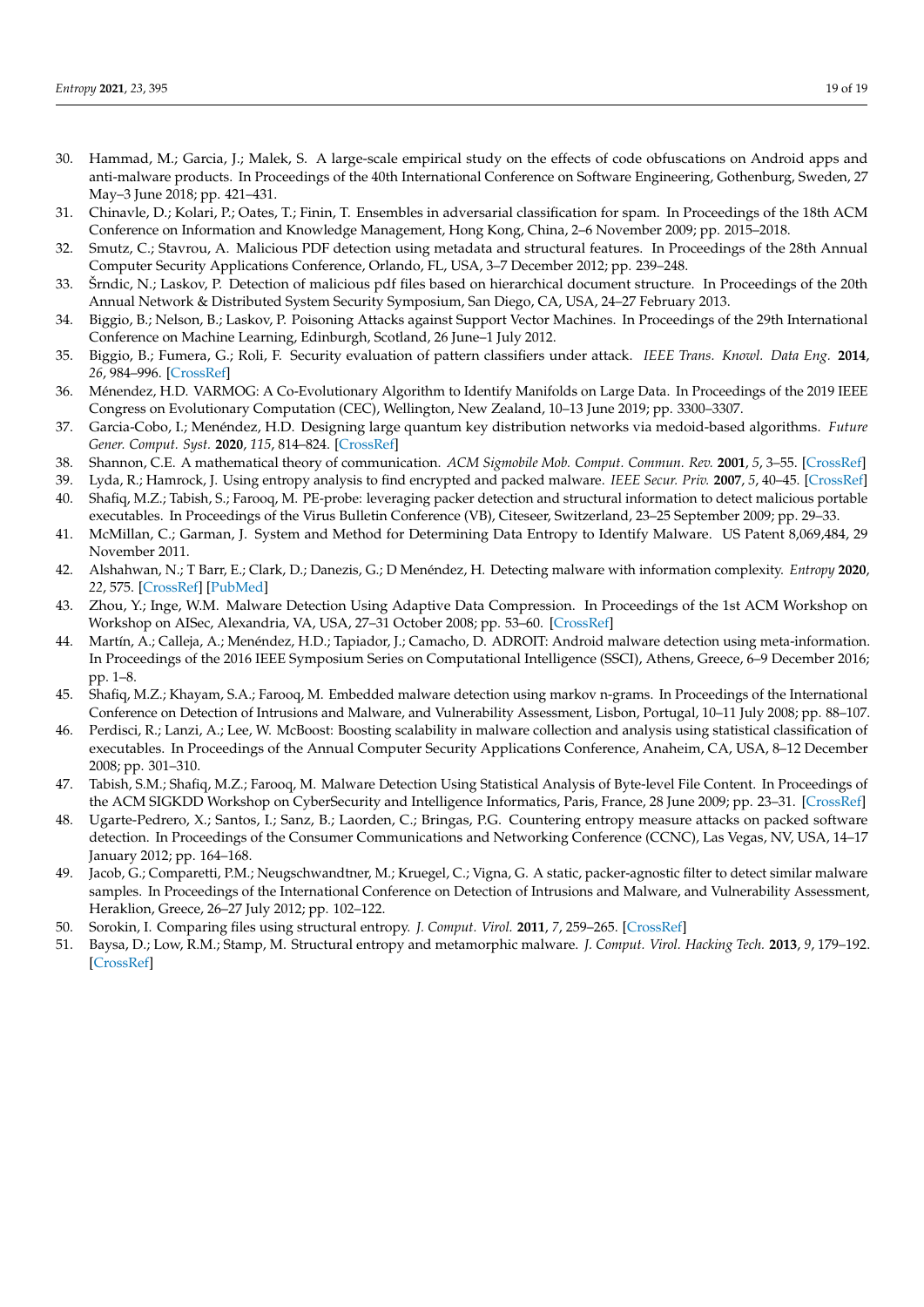30. Hammad, M.; Garcia, J.; Malek, S. A large-scale empirical study on the effects of code obfuscations on Android apps and anti-malware products. In Proceedings of the 40th International Conference on Software Engineering, Gothenburg, Sweden, 27 May–3 June 2018; pp. 421–431.
31. Chinavle, D.; Kolari, P.; Oates, T.; Finin, T. Ensembles in adversarial classification for spam. In Proceedings of the 18th ACM Conference on Information and Knowledge Management, Hong Kong, China, 2–6 November 2009; pp. 2015–2018.
32. Smutz, C.; Stavrou, A. Malicious PDF detection using metadata and structural features. In Proceedings of the 28th Annual Computer Security Applications Conference, Orlando, FL, USA, 3–7 December 2012; pp. 239–248.
33. Šrndic, N.; Laskov, P. Detection of malicious pdf files based on hierarchical document structure. In Proceedings of the 20th Annual Network & Distributed System Security Symposium, San Diego, CA, USA, 24–27 February 2013.
34. Biggio, B.; Nelson, B.; Laskov, P. Poisoning Attacks against Support Vector Machines. In Proceedings of the 29th International Conference on Machine Learning, Edinburgh, Scotland, 26 June–1 July 2012.
35. Biggio, B.; Fumera, G.; Roli, F. Security evaluation of pattern classifiers under attack. *IEEE Trans. Knowl. Data Eng.* **2014**, *26*, 984–996. [CrossRef]
36. Ménendez, H.D. VARMOG: A Co-Evolutionary Algorithm to Identify Manifolds on Large Data. In Proceedings of the 2019 IEEE Congress on Evolutionary Computation (CEC), Wellington, New Zealand, 10–13 June 2019; pp. 3300–3307.
37. Garcia-Cobo, I.; Menéndez, H.D. Designing large quantum key distribution networks via medoid-based algorithms. *Future Gener. Comput. Syst.* **2020**, *115*, 814–824. [CrossRef]
38. Shannon, C.E. A mathematical theory of communication. *ACM Sigmobile Mob. Comput. Commun. Rev.* **2001**, *5*, 3–55. [CrossRef]
39. Lyda, R.; Hamrock, J. Using entropy analysis to find encrypted and packed malware. *IEEE Secur. Priv.* **2007**, *5*, 40–45. [CrossRef]
40. Shafiq, M.Z.; Tabish, S.; Farooq, M. PE-probe: leveraging packer detection and structural information to detect malicious portable executables. In Proceedings of the Virus Bulletin Conference (VB), Citeseer, Switzerland, 23–25 September 2009; pp. 29–33.
41. McMillan, C.; Garman, J. System and Method for Determining Data Entropy to Identify Malware. US Patent 8,069,484, 29 November 2011.
42. Alshahwan, N.; T Barr, E.; Clark, D.; Danezis, G.; D Menéndez, H. Detecting malware with information complexity. *Entropy* **2020**, *22*, 575. [CrossRef] [PubMed]
43. Zhou, Y.; Inge, W.M. Malware Detection Using Adaptive Data Compression. In Proceedings of the 1st ACM Workshop on Workshop on AISec, Alexandria, VA, USA, 27–31 October 2008; pp. 53–60. [CrossRef]
44. Martín, A.; Calleja, A.; Menéndez, H.D.; Tapiador, J.; Camacho, D. ADROIT: Android malware detection using meta-information. In Proceedings of the 2016 IEEE Symposium Series on Computational Intelligence (SSCI), Athens, Greece, 6–9 December 2016; pp. 1–8.
45. Shafiq, M.Z.; Khayam, S.A.; Farooq, M. Embedded malware detection using markov n-grams. In Proceedings of the International Conference on Detection of Intrusions and Malware, and Vulnerability Assessment, Lisbon, Portugal, 10–11 July 2008; pp. 88–107.
46. Perdisci, R.; Lanzi, A.; Lee, W. McBoost: Boosting scalability in malware collection and analysis using statistical classification of executables. In Proceedings of the Annual Computer Security Applications Conference, Anaheim, CA, USA, 8–12 December 2008; pp. 301–310.
47. Tabish, S.M.; Shafiq, M.Z.; Farooq, M. Malware Detection Using Statistical Analysis of Byte-level File Content. In Proceedings of the ACM SIGKDD Workshop on CyberSecurity and Intelligence Informatics, Paris, France, 28 June 2009; pp. 23–31. [CrossRef]
48. Ugarte-Pedrero, X.; Santos, I.; Sanz, B.; Laorden, C.; Bringas, P.G. Countering entropy measure attacks on packed software detection. In Proceedings of the Consumer Communications and Networking Conference (CCNC), Las Vegas, NV, USA, 14–17 January 2012; pp. 164–168.
49. Jacob, G.; Comparetti, P.M.; Neugschwandtner, M.; Kruegel, C.; Vigna, G. A static, packer-agnostic filter to detect similar malware samples. In Proceedings of the International Conference on Detection of Intrusions and Malware, and Vulnerability Assessment, Heraklion, Greece, 26–27 July 2012; pp. 102–122.
50. Sorokin, I. Comparing files using structural entropy. *J. Comput. Virol.* **2011**, *7*, 259–265. [CrossRef]
51. Baysa, D.; Low, R.M.; Stamp, M. Structural entropy and metamorphic malware. *J. Comput. Virol. Hacking Tech.* **2013**, *9*, 179–192. [CrossRef]